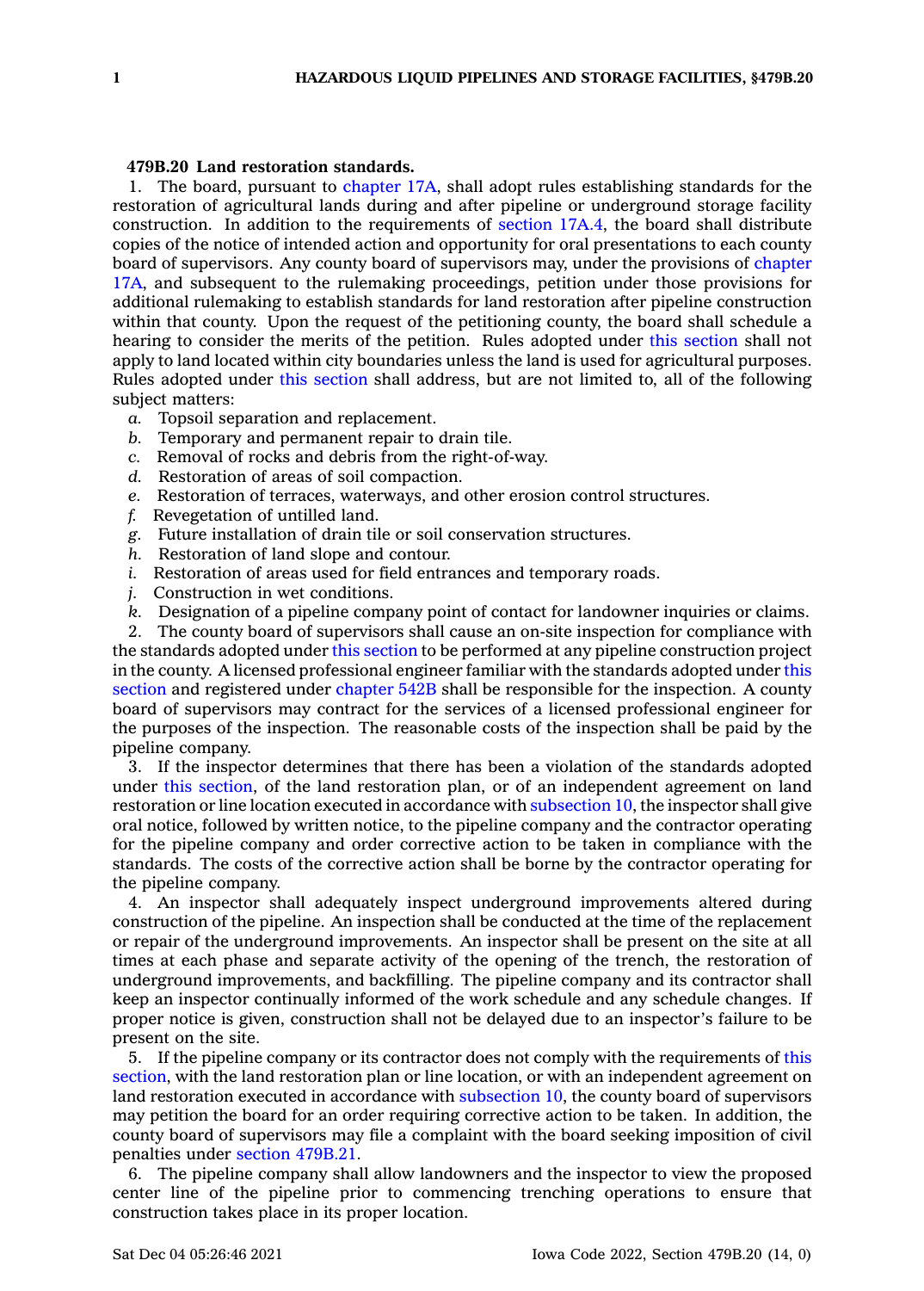**479B.20 Land restoration standards.**

1. The board, pursuant to chapter 17A, shall adopt rules establishing standards for the restoration of agricultural lands during and after pipeline or underground storage facility construction. In addition to the requirements of section 17A.4, the board shall distribute copies of the notice of intended action and opportunity for oral presentations to each county board of supervisors. Any county board of supervisors may, under the provisions of chapter 17A, and subsequent to the rulemaking proceedings, petition under those provisions for additional rulemaking to establish standards for land restoration after pipeline construction within that county. Upon the request of the petitioning county, the board shall schedule a hearing to consider the merits of the petition. Rules adopted under this section shall not apply to land located within city boundaries unless the land is used for agricultural purposes. Rules adopted under this section shall address, but are not limited to, all of the following subject matters:

*a.* Topsoil separation and replacement.

*b.* Temporary and permanent repair to drain tile.

*c.* Removal of rocks and debris from the right-of-way.

*d.* Restoration of areas of soil compaction.

*e.* Restoration of terraces, waterways, and other erosion control structures.

*f.* Revegetation of untilled land.

*g.* Future installation of drain tile or soil conservation structures.

*h.* Restoration of land slope and contour.

*i.* Restoration of areas used for field entrances and temporary roads.

*j.* Construction in wet conditions.

*k.* Designation of a pipeline company point of contact for landowner inquiries or claims.

2. The county board of supervisors shall cause an on-site inspection for compliance with the standards adopted under this section to be performed at any pipeline construction project in the county. A licensed professional engineer familiar with the standards adopted under this section and registered under chapter 542B shall be responsible for the inspection. A county board of supervisors may contract for the services of a licensed professional engineer for the purposes of the inspection. The reasonable costs of the inspection shall be paid by the pipeline company.

3. If the inspector determines that there has been a violation of the standards adopted under this section, of the land restoration plan, or of an independent agreement on land restoration or line location executed in accordance with subsection 10, the inspector shall give oral notice, followed by written notice, to the pipeline company and the contractor operating for the pipeline company and order corrective action to be taken in compliance with the standards. The costs of the corrective action shall be borne by the contractor operating for the pipeline company.

4. An inspector shall adequately inspect underground improvements altered during construction of the pipeline. An inspection shall be conducted at the time of the replacement or repair of the underground improvements. An inspector shall be present on the site at all times at each phase and separate activity of the opening of the trench, the restoration of underground improvements, and backfilling. The pipeline company and its contractor shall keep an inspector continually informed of the work schedule and any schedule changes. If proper notice is given, construction shall not be delayed due to an inspector's failure to be present on the site.

5. If the pipeline company or its contractor does not comply with the requirements of this section, with the land restoration plan or line location, or with an independent agreement on land restoration executed in accordance with subsection 10, the county board of supervisors may petition the board for an order requiring corrective action to be taken. In addition, the county board of supervisors may file a complaint with the board seeking imposition of civil penalties under section 479B.21.

6. The pipeline company shall allow landowners and the inspector to view the proposed center line of the pipeline prior to commencing trenching operations to ensure that construction takes place in its proper location.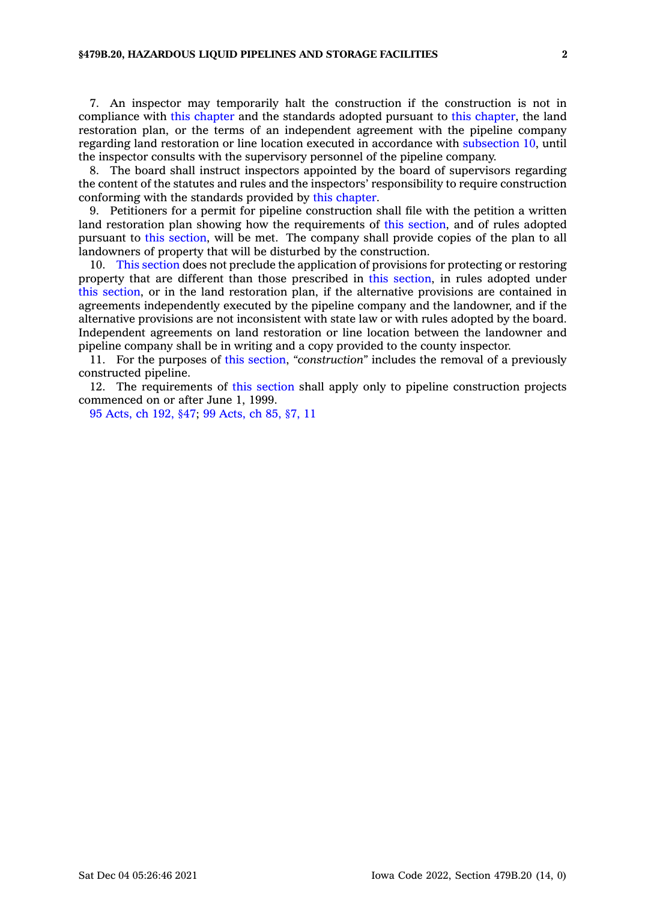7. An inspector may temporarily halt the construction if the construction is not in compliance with this chapter and the standards adopted pursuant to this chapter, the land restoration plan, or the terms of an independent agreement with the pipeline company regarding land restoration or line location executed in accordance with subsection 10, until the inspector consults with the supervisory personnel of the pipeline company.

8. The board shall instruct inspectors appointed by the board of supervisors regarding the content of the statutes and rules and the inspectors' responsibility to require construction conforming with the standards provided by this chapter.

9. Petitioners for a permit for pipeline construction shall file with the petition a written land restoration plan showing how the requirements of this section, and of rules adopted pursuant to this section, will be met. The company shall provide copies of the plan to all landowners of property that will be disturbed by the construction.

10. This section does not preclude the application of provisions for protecting or restoring property that are different than those prescribed in this section, in rules adopted under this section, or in the land restoration plan, if the alternative provisions are contained in agreements independently executed by the pipeline company and the landowner, and if the alternative provisions are not inconsistent with state law or with rules adopted by the board. Independent agreements on land restoration or line location between the landowner and pipeline company shall be in writing and a copy provided to the county inspector.

11. For the purposes of this section, *"construction"* includes the removal of a previously constructed pipeline.

12. The requirements of this section shall apply only to pipeline construction projects commenced on or after June 1, 1999.

95 Acts, ch 192, §47; 99 Acts, ch 85, §7, 11